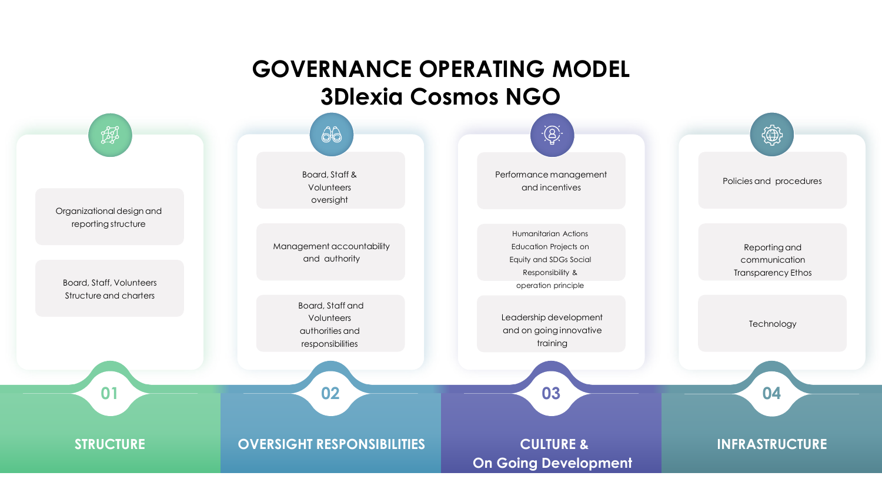# GOVERNANCE OPERATING MODEL
# 3Dlexia Cosmos NGO

## 01 STRUCTURE

- Organizational design and reporting structure
- Board, Staff, Volunteers Structure and charters

## 02 OVERSIGHT RESPONSIBILITIES

- Board, Staff & Volunteers oversight
- Management accountability and authority
- Board, Staff and Volunteers authorities and responsibilities

## 03 CULTURE & On Going Development

- Performance management and incentives
- Humanitarian Actions Education Projects on Equity and SDGs Social Responsibility & operation principle
- Leadership development and on going innovative training

## 04 INFRASTRUCTURE

- Policies and procedures
- Reporting and communication Transparency Ethos
- Technology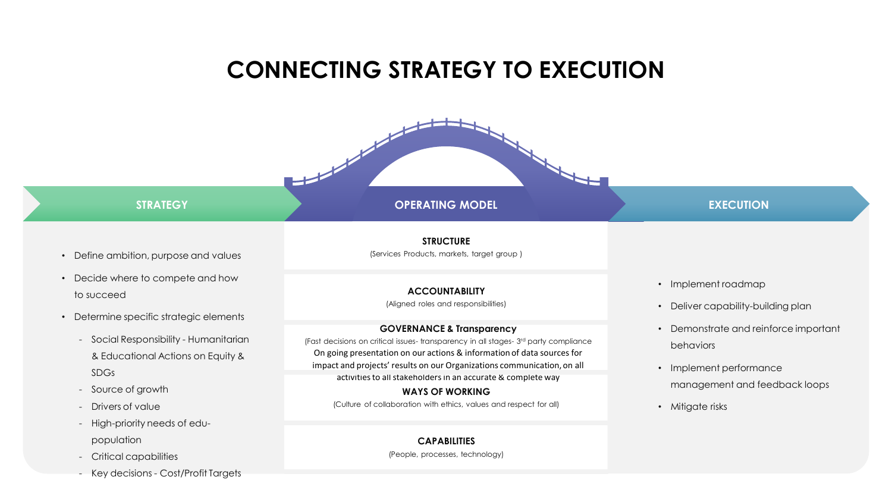# CONNECTING STRATEGY TO EXECUTION

## STRATEGY

- Define ambition, purpose and values
- Decide where to compete and how to succeed
- Determine specific strategic elements
  - Social Responsibility - Humanitarian & Educational Actions on Equity & SDGs
  - Source of growth
  - Drivers of value
  - High-priority needs of edu-population
  - Critical capabilities
  - Key decisions - Cost/Profit Targets

## OPERATING MODEL

**STRUCTURE**

(Services Products, markets, target group )

**ACCOUNTABILITY**

(Aligned roles and responsibilities)

**GOVERNANCE & Transparency**

(Fast decisions on critical issues- transparency in all stages- 3rd party compliance On going presentation on our actions & information of data sources for impact and projects' results on our Organizations communication, on all activities to all stakeholders in an accurate & complete way

**WAYS OF WORKING**

(Culture of collaboration with ethics, values and respect for all)

**CAPABILITIES**

(People, processes, technology)

## EXECUTION

- Implement roadmap
- Deliver capability-building plan
- Demonstrate and reinforce important behaviors
- Implement performance management and feedback loops
- Mitigate risks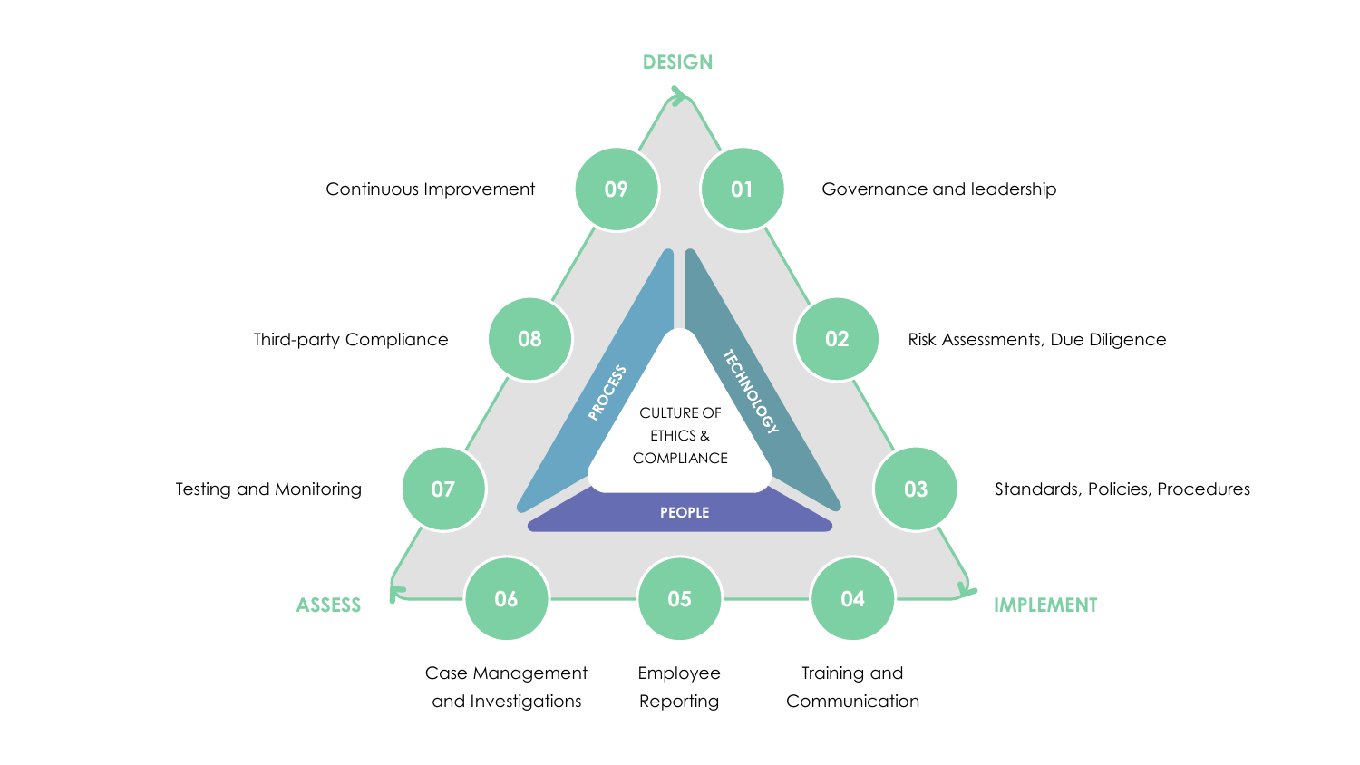**DESIGN**

**IMPLEMENT**

**ASSESS**

01 Governance and leadership

02 Risk Assessments, Due Diligence

03 Standards, Policies, Procedures

04 Training and Communication

05 Employee Reporting

06 Case Management and Investigations

07 Testing and Monitoring

08 Third-party Compliance

09 Continuous Improvement

PROCESS

TECHNOLOGY

PEOPLE

CULTURE OF ETHICS & COMPLIANCE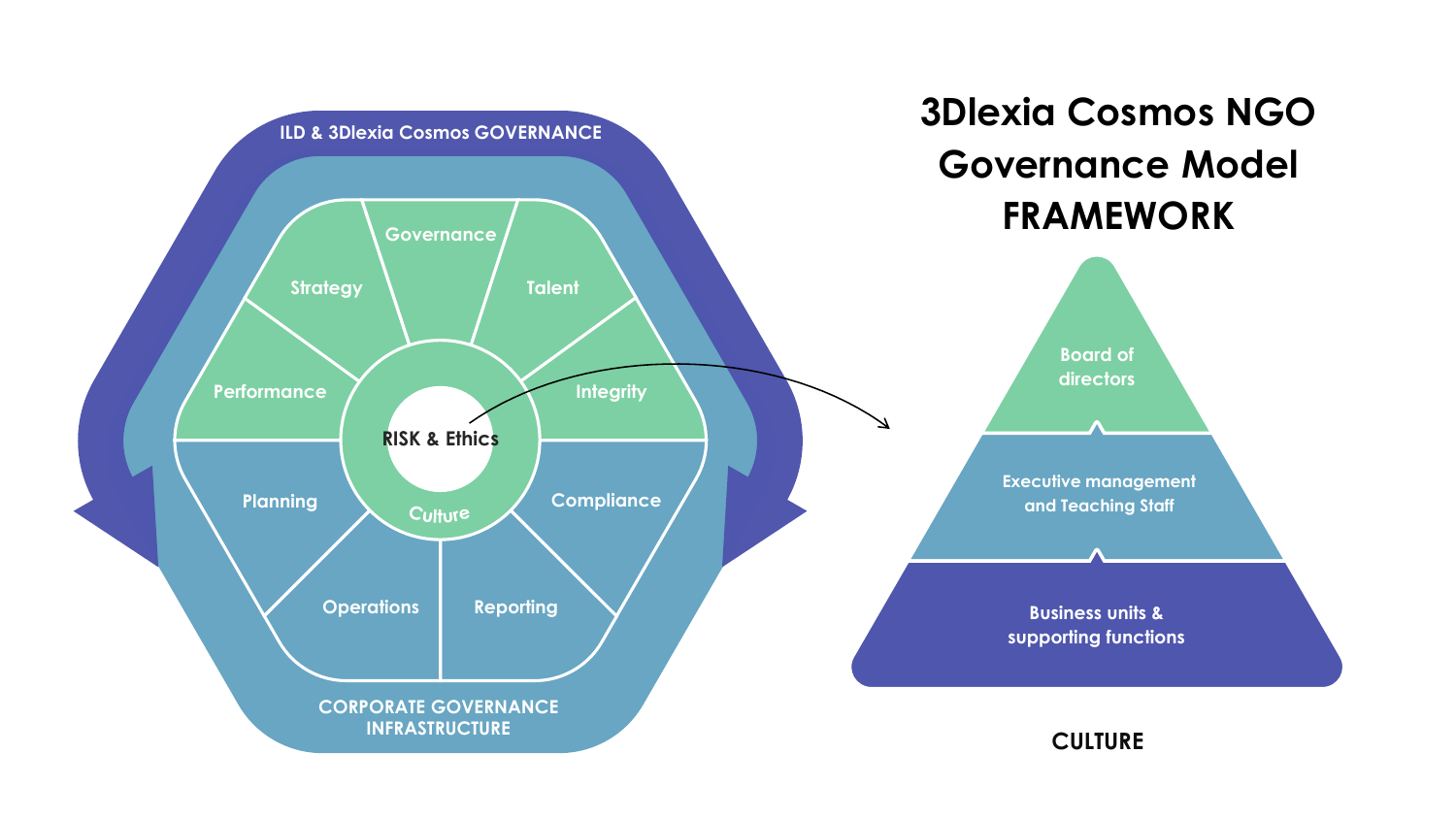# 3Dlexia Cosmos NGO Governance Model FRAMEWORK

ILD & 3Dlexia Cosmos GOVERNANCE

Governance

Strategy

Talent

Performance

Integrity

RISK & Ethics

Culture

Planning

Compliance

Operations

Reporting

CORPORATE GOVERNANCE INFRASTRUCTURE

Board of directors

Executive management and Teaching Staff

Business units & supporting functions

CULTURE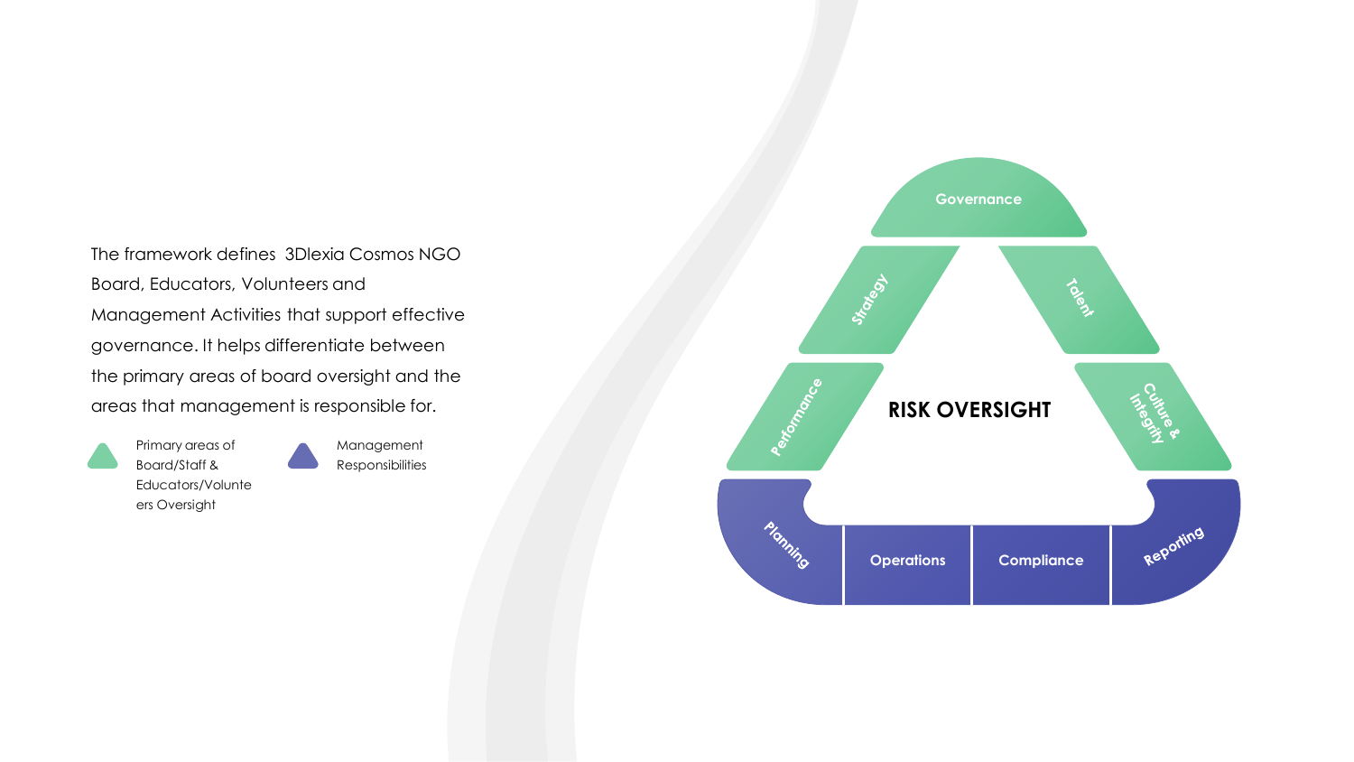The framework defines 3Dlexia Cosmos NGO Board, Educators, Volunteers and Management Activities that support effective governance. It helps differentiate between the primary areas of board oversight and the areas that management is responsible for.

Primary areas of Board/Staff & Educators/Volunteers Oversight

Management Responsibilities

Governance

Strategy

Talent

Performance

RISK OVERSIGHT

Culture & Integrity

Planning

Operations

Compliance

Reporting